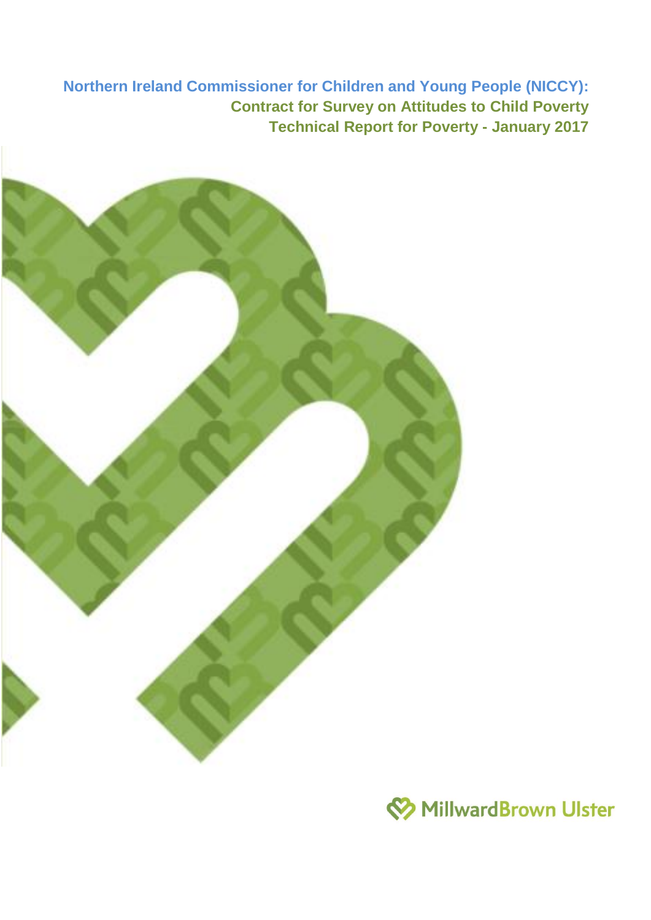# Northern Ireland Commissioner for Children and Young People (NICCY):

## Contract for Survey on Attitudes to Child Poverty

## Technical Report for Poverty - January 2017

MillwardBrown Ulster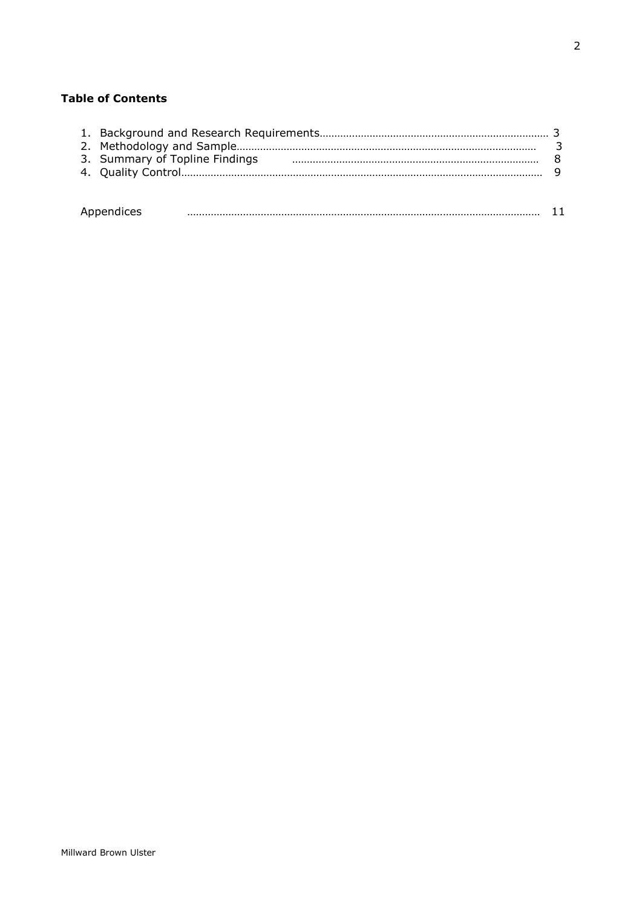**Table of Contents**

1. Background and Research Requirements........................................................................ 3
2. Methodology and Sample........................................................................................... 3
3. Summary of Topline Findings .................................................................................. 8
4. Quality Control......................................................................................................... 9

Appendices ........................................................................................................... 11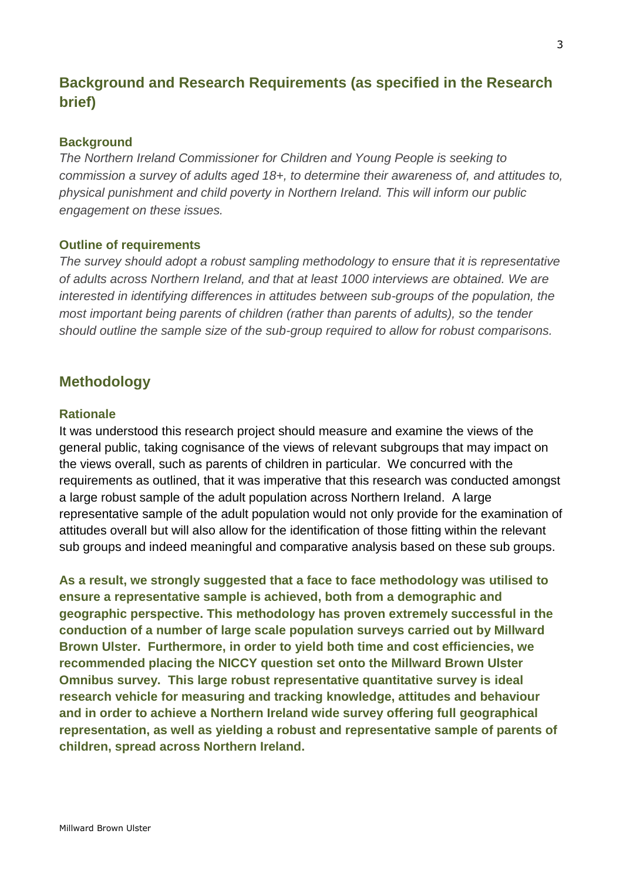## Background and Research Requirements (as specified in the Research brief)

### Background

*The Northern Ireland Commissioner for Children and Young People is seeking to commission a survey of adults aged 18+, to determine their awareness of, and attitudes to, physical punishment and child poverty in Northern Ireland. This will inform our public engagement on these issues.*

### Outline of requirements

*The survey should adopt a robust sampling methodology to ensure that it is representative of adults across Northern Ireland, and that at least 1000 interviews are obtained. We are interested in identifying differences in attitudes between sub-groups of the population, the most important being parents of children (rather than parents of adults), so the tender should outline the sample size of the sub-group required to allow for robust comparisons.*

## Methodology

### Rationale

It was understood this research project should measure and examine the views of the general public, taking cognisance of the views of relevant subgroups that may impact on the views overall, such as parents of children in particular. We concurred with the requirements as outlined, that it was imperative that this research was conducted amongst a large robust sample of the adult population across Northern Ireland. A large representative sample of the adult population would not only provide for the examination of attitudes overall but will also allow for the identification of those fitting within the relevant sub groups and indeed meaningful and comparative analysis based on these sub groups.

**As a result, we strongly suggested that a face to face methodology was utilised to ensure a representative sample is achieved, both from a demographic and geographic perspective. This methodology has proven extremely successful in the conduction of a number of large scale population surveys carried out by Millward Brown Ulster. Furthermore, in order to yield both time and cost efficiencies, we recommended placing the NICCY question set onto the Millward Brown Ulster Omnibus survey. This large robust representative quantitative survey is ideal research vehicle for measuring and tracking knowledge, attitudes and behaviour and in order to achieve a Northern Ireland wide survey offering full geographical representation, as well as yielding a robust and representative sample of parents of children, spread across Northern Ireland.**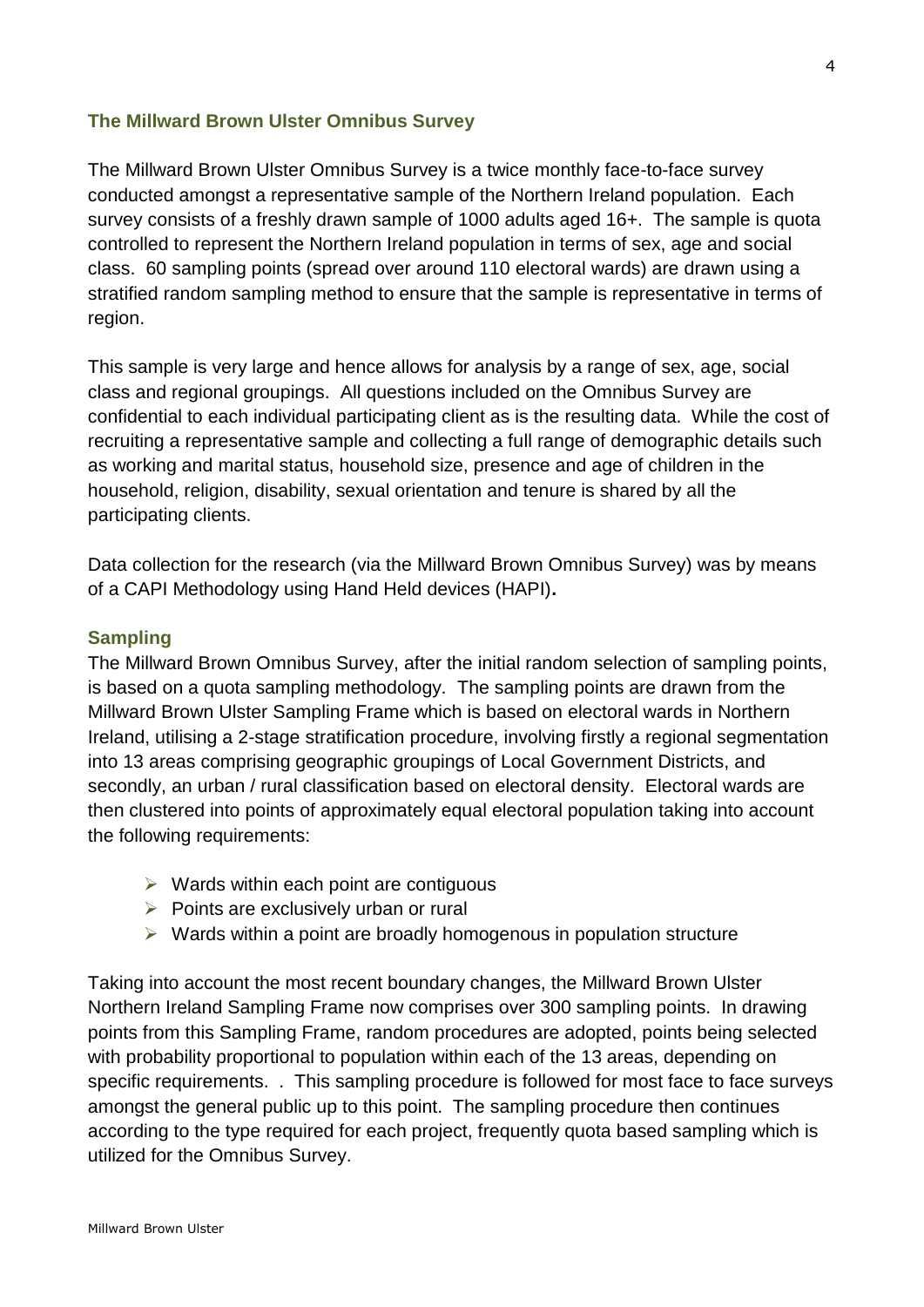## The Millward Brown Ulster Omnibus Survey

The Millward Brown Ulster Omnibus Survey is a twice monthly face-to-face survey conducted amongst a representative sample of the Northern Ireland population. Each survey consists of a freshly drawn sample of 1000 adults aged 16+. The sample is quota controlled to represent the Northern Ireland population in terms of sex, age and social class. 60 sampling points (spread over around 110 electoral wards) are drawn using a stratified random sampling method to ensure that the sample is representative in terms of region.

This sample is very large and hence allows for analysis by a range of sex, age, social class and regional groupings. All questions included on the Omnibus Survey are confidential to each individual participating client as is the resulting data. While the cost of recruiting a representative sample and collecting a full range of demographic details such as working and marital status, household size, presence and age of children in the household, religion, disability, sexual orientation and tenure is shared by all the participating clients.

Data collection for the research (via the Millward Brown Omnibus Survey) was by means of a CAPI Methodology using Hand Held devices (HAPI)**.**

### Sampling

The Millward Brown Omnibus Survey, after the initial random selection of sampling points, is based on a quota sampling methodology. The sampling points are drawn from the Millward Brown Ulster Sampling Frame which is based on electoral wards in Northern Ireland, utilising a 2-stage stratification procedure, involving firstly a regional segmentation into 13 areas comprising geographic groupings of Local Government Districts, and secondly, an urban / rural classification based on electoral density. Electoral wards are then clustered into points of approximately equal electoral population taking into account the following requirements:

- Wards within each point are contiguous
- Points are exclusively urban or rural
- Wards within a point are broadly homogenous in population structure

Taking into account the most recent boundary changes, the Millward Brown Ulster Northern Ireland Sampling Frame now comprises over 300 sampling points. In drawing points from this Sampling Frame, random procedures are adopted, points being selected with probability proportional to population within each of the 13 areas, depending on specific requirements. . This sampling procedure is followed for most face to face surveys amongst the general public up to this point. The sampling procedure then continues according to the type required for each project, frequently quota based sampling which is utilized for the Omnibus Survey.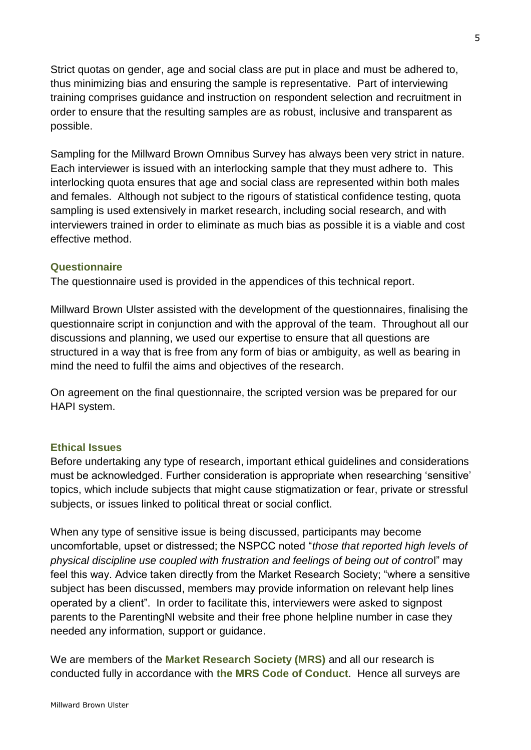Strict quotas on gender, age and social class are put in place and must be adhered to, thus minimizing bias and ensuring the sample is representative. Part of interviewing training comprises guidance and instruction on respondent selection and recruitment in order to ensure that the resulting samples are as robust, inclusive and transparent as possible.

Sampling for the Millward Brown Omnibus Survey has always been very strict in nature. Each interviewer is issued with an interlocking sample that they must adhere to. This interlocking quota ensures that age and social class are represented within both males and females. Although not subject to the rigours of statistical confidence testing, quota sampling is used extensively in market research, including social research, and with interviewers trained in order to eliminate as much bias as possible it is a viable and cost effective method.

### Questionnaire

The questionnaire used is provided in the appendices of this technical report.

Millward Brown Ulster assisted with the development of the questionnaires, finalising the questionnaire script in conjunction and with the approval of the team. Throughout all our discussions and planning, we used our expertise to ensure that all questions are structured in a way that is free from any form of bias or ambiguity, as well as bearing in mind the need to fulfil the aims and objectives of the research.

On agreement on the final questionnaire, the scripted version was be prepared for our HAPI system.

### Ethical Issues

Before undertaking any type of research, important ethical guidelines and considerations must be acknowledged. Further consideration is appropriate when researching 'sensitive' topics, which include subjects that might cause stigmatization or fear, private or stressful subjects, or issues linked to political threat or social conflict.

When any type of sensitive issue is being discussed, participants may become uncomfortable, upset or distressed; the NSPCC noted "*those that reported high levels of physical discipline use coupled with frustration and feelings of being out of control*" may feel this way. Advice taken directly from the Market Research Society; "where a sensitive subject has been discussed, members may provide information on relevant help lines operated by a client". In order to facilitate this, interviewers were asked to signpost parents to the ParentingNI website and their free phone helpline number in case they needed any information, support or guidance.

We are members of the **Market Research Society (MRS)** and all our research is conducted fully in accordance with **the MRS Code of Conduct**. Hence all surveys are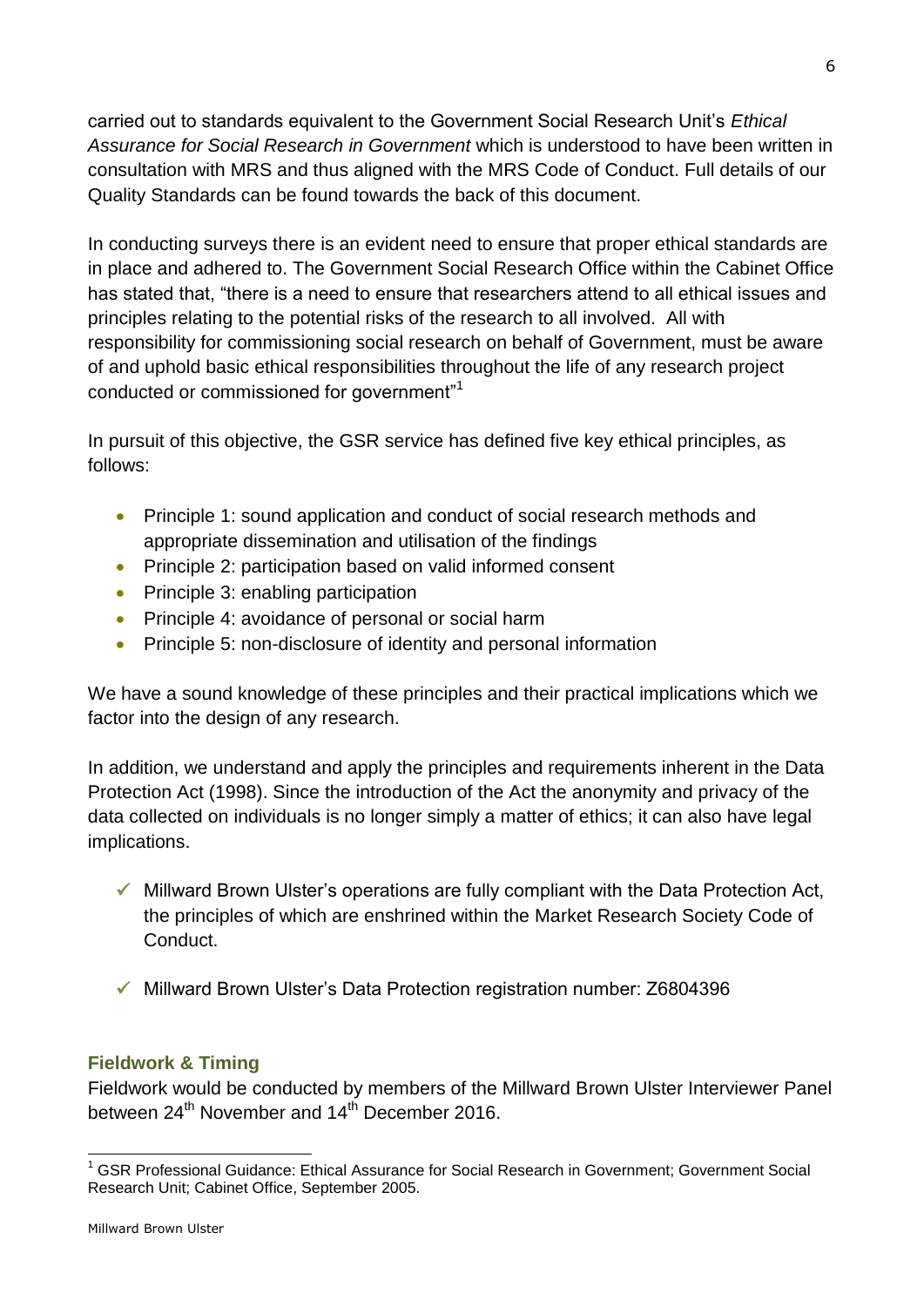carried out to standards equivalent to the Government Social Research Unit's *Ethical Assurance for Social Research in Government* which is understood to have been written in consultation with MRS and thus aligned with the MRS Code of Conduct. Full details of our Quality Standards can be found towards the back of this document.

In conducting surveys there is an evident need to ensure that proper ethical standards are in place and adhered to. The Government Social Research Office within the Cabinet Office has stated that, "there is a need to ensure that researchers attend to all ethical issues and principles relating to the potential risks of the research to all involved. All with responsibility for commissioning social research on behalf of Government, must be aware of and uphold basic ethical responsibilities throughout the life of any research project conducted or commissioned for government"[1]

In pursuit of this objective, the GSR service has defined five key ethical principles, as follows:

- Principle 1: sound application and conduct of social research methods and appropriate dissemination and utilisation of the findings
- Principle 2: participation based on valid informed consent
- Principle 3: enabling participation
- Principle 4: avoidance of personal or social harm
- Principle 5: non-disclosure of identity and personal information

We have a sound knowledge of these principles and their practical implications which we factor into the design of any research.

In addition, we understand and apply the principles and requirements inherent in the Data Protection Act (1998). Since the introduction of the Act the anonymity and privacy of the data collected on individuals is no longer simply a matter of ethics; it can also have legal implications.

- ✓ Millward Brown Ulster's operations are fully compliant with the Data Protection Act, the principles of which are enshrined within the Market Research Society Code of Conduct.

- ✓ Millward Brown Ulster's Data Protection registration number: Z6804396

### Fieldwork & Timing

Fieldwork would be conducted by members of the Millward Brown Ulster Interviewer Panel between 24th November and 14th December 2016.

---

[1] GSR Professional Guidance: Ethical Assurance for Social Research in Government; Government Social Research Unit; Cabinet Office, September 2005.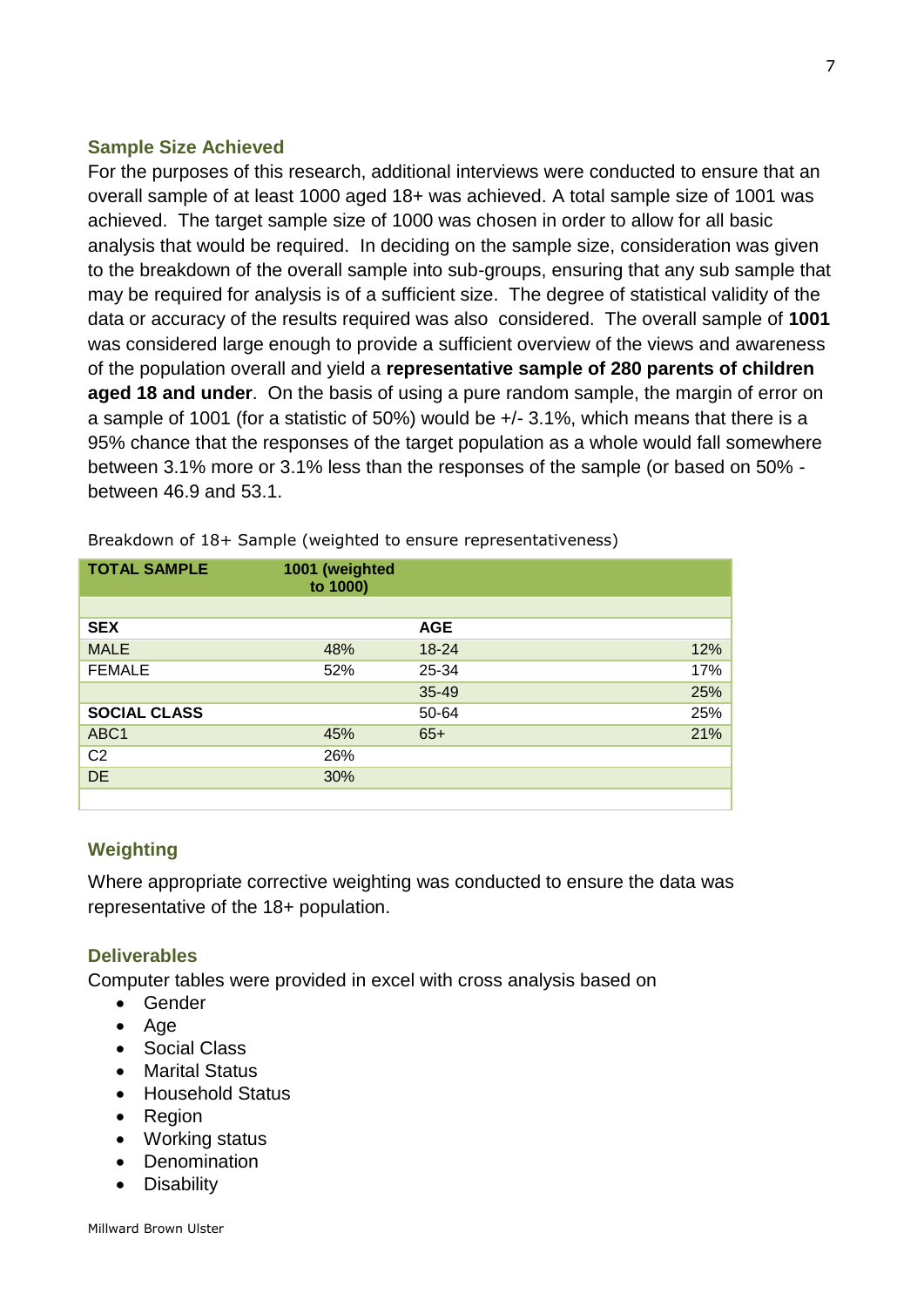### Sample Size Achieved

For the purposes of this research, additional interviews were conducted to ensure that an overall sample of at least 1000 aged 18+ was achieved. A total sample size of 1001 was achieved. The target sample size of 1000 was chosen in order to allow for all basic analysis that would be required. In deciding on the sample size, consideration was given to the breakdown of the overall sample into sub-groups, ensuring that any sub sample that may be required for analysis is of a sufficient size. The degree of statistical validity of the data or accuracy of the results required was also considered. The overall sample of **1001** was considered large enough to provide a sufficient overview of the views and awareness of the population overall and yield a **representative sample of 280 parents of children aged 18 and under**. On the basis of using a pure random sample, the margin of error on a sample of 1001 (for a statistic of 50%) would be +/- 3.1%, which means that there is a 95% chance that the responses of the target population as a whole would fall somewhere between 3.1% more or 3.1% less than the responses of the sample (or based on 50% - between 46.9 and 53.1.

Breakdown of 18+ Sample (weighted to ensure representativeness)

| TOTAL SAMPLE | 1001 (weighted to 1000) | | |
|---|---|---|---|
| | | | |
| **SEX** | | **AGE** | |
| MALE | 48% | 18-24 | 12% |
| FEMALE | 52% | 25-34 | 17% |
| | | 35-49 | 25% |
| **SOCIAL CLASS** | | 50-64 | 25% |
| ABC1 | 45% | 65+ | 21% |
| C2 | 26% | | |
| DE | 30% | | |

### Weighting

Where appropriate corrective weighting was conducted to ensure the data was representative of the 18+ population.

### Deliverables

Computer tables were provided in excel with cross analysis based on

- Gender
- Age
- Social Class
- Marital Status
- Household Status
- Region
- Working status
- Denomination
- Disability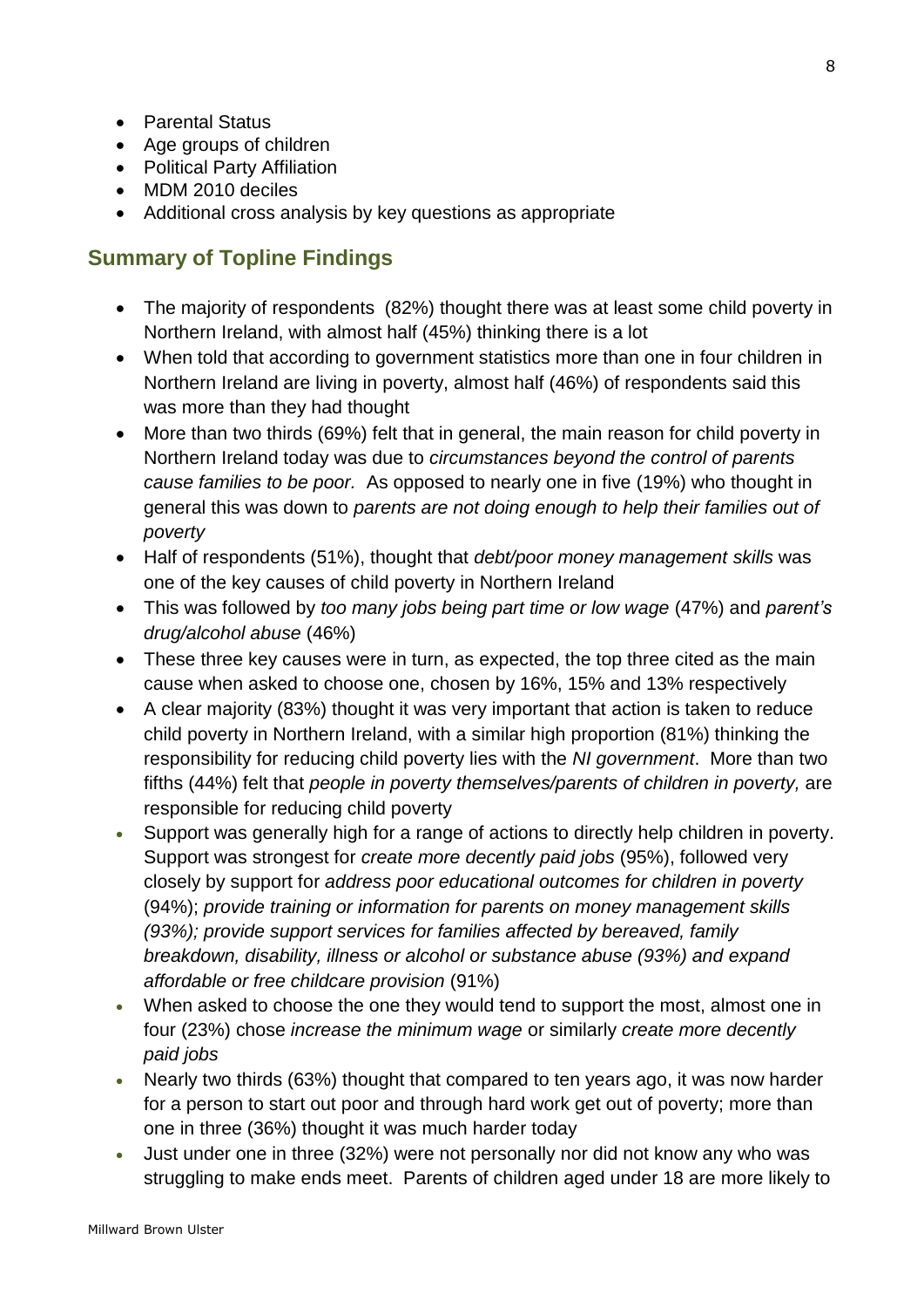- Parental Status
- Age groups of children
- Political Party Affiliation
- MDM 2010 deciles
- Additional cross analysis by key questions as appropriate

## Summary of Topline Findings

- The majority of respondents (82%) thought there was at least some child poverty in Northern Ireland, with almost half (45%) thinking there is a lot
- When told that according to government statistics more than one in four children in Northern Ireland are living in poverty, almost half (46%) of respondents said this was more than they had thought
- More than two thirds (69%) felt that in general, the main reason for child poverty in Northern Ireland today was due to *circumstances beyond the control of parents cause families to be poor.* As opposed to nearly one in five (19%) who thought in general this was down to *parents are not doing enough to help their families out of poverty*
- Half of respondents (51%), thought that *debt/poor money management skills* was one of the key causes of child poverty in Northern Ireland
- This was followed by *too many jobs being part time or low wage* (47%) and *parent's drug/alcohol abuse* (46%)
- These three key causes were in turn, as expected, the top three cited as the main cause when asked to choose one, chosen by 16%, 15% and 13% respectively
- A clear majority (83%) thought it was very important that action is taken to reduce child poverty in Northern Ireland, with a similar high proportion (81%) thinking the responsibility for reducing child poverty lies with the *NI government*. More than two fifths (44%) felt that *people in poverty themselves/parents of children in poverty,* are responsible for reducing child poverty
- Support was generally high for a range of actions to directly help children in poverty. Support was strongest for *create more decently paid jobs* (95%), followed very closely by support for *address poor educational outcomes for children in poverty* (94%); *provide training or information for parents on money management skills (93%); provide support services for families affected by bereaved, family breakdown, disability, illness or alcohol or substance abuse (93%) and expand affordable or free childcare provision* (91%)
- When asked to choose the one they would tend to support the most, almost one in four (23%) chose *increase the minimum wage* or similarly *create more decently paid jobs*
- Nearly two thirds (63%) thought that compared to ten years ago, it was now harder for a person to start out poor and through hard work get out of poverty; more than one in three (36%) thought it was much harder today
- Just under one in three (32%) were not personally nor did not know any who was struggling to make ends meet. Parents of children aged under 18 are more likely to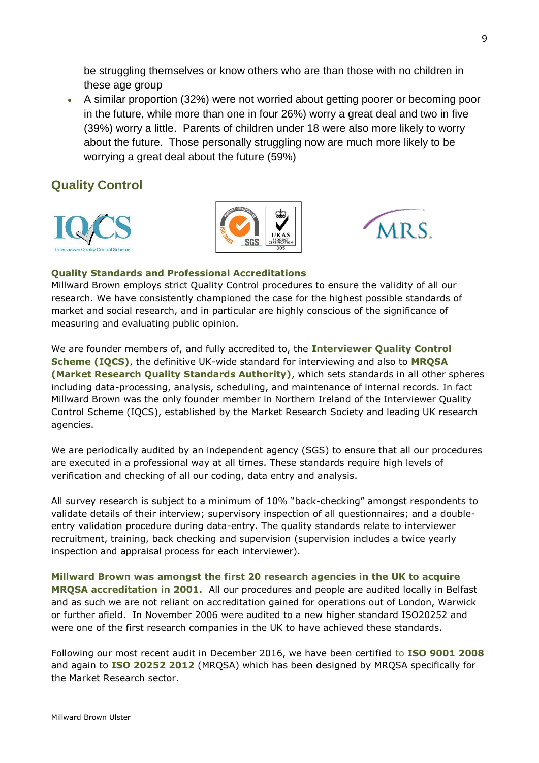be struggling themselves or know others who are than those with no children in these age group

- A similar proportion (32%) were not worried about getting poorer or becoming poor in the future, while more than one in four 26%) worry a great deal and two in five (39%) worry a little.  Parents of children under 18 were also more likely to worry about the future.  Those personally struggling now are much more likely to be worrying a great deal about the future (59%)

## Quality Control

### Quality Standards and Professional Accreditations

Millward Brown employs strict Quality Control procedures to ensure the validity of all our research. We have consistently championed the case for the highest possible standards of market and social research, and in particular are highly conscious of the significance of measuring and evaluating public opinion.

We are founder members of, and fully accredited to, the **Interviewer Quality Control Scheme (IQCS)**, the definitive UK-wide standard for interviewing and also to **MRQSA (Market Research Quality Standards Authority)**, which sets standards in all other spheres including data-processing, analysis, scheduling, and maintenance of internal records. In fact Millward Brown was the only founder member in Northern Ireland of the Interviewer Quality Control Scheme (IQCS), established by the Market Research Society and leading UK research agencies.

We are periodically audited by an independent agency (SGS) to ensure that all our procedures are executed in a professional way at all times. These standards require high levels of verification and checking of all our coding, data entry and analysis.

All survey research is subject to a minimum of 10% "back-checking" amongst respondents to validate details of their interview; supervisory inspection of all questionnaires; and a double-entry validation procedure during data-entry. The quality standards relate to interviewer recruitment, training, back checking and supervision (supervision includes a twice yearly inspection and appraisal process for each interviewer).

**Millward Brown was amongst the first 20 research agencies in the UK to acquire MRQSA accreditation in 2001.** All our procedures and people are audited locally in Belfast and as such we are not reliant on accreditation gained for operations out of London, Warwick or further afield. In November 2006 were audited to a new higher standard ISO20252 and were one of the first research companies in the UK to have achieved these standards.

Following our most recent audit in December 2016, we have been certified to **ISO 9001 2008** and again to **ISO 20252 2012** (MRQSA) which has been designed by MRQSA specifically for the Market Research sector.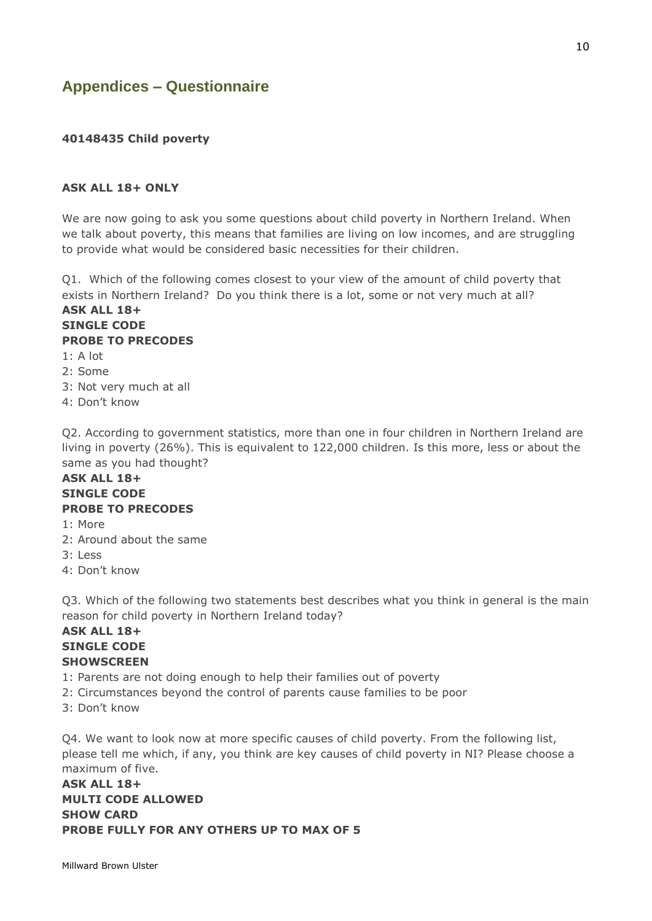## Appendices – Questionnaire

**40148435 Child poverty**

**ASK ALL 18+ ONLY**

We are now going to ask you some questions about child poverty in Northern Ireland. When we talk about poverty, this means that families are living on low incomes, and are struggling to provide what would be considered basic necessities for their children.

Q1. Which of the following comes closest to your view of the amount of child poverty that exists in Northern Ireland? Do you think there is a lot, some or not very much at all?

**ASK ALL 18+**
**SINGLE CODE**
**PROBE TO PRECODES**

1: A lot
2: Some
3: Not very much at all
4: Don't know

Q2. According to government statistics, more than one in four children in Northern Ireland are living in poverty (26%). This is equivalent to 122,000 children. Is this more, less or about the same as you had thought?

**ASK ALL 18+**
**SINGLE CODE**
**PROBE TO PRECODES**

1: More
2: Around about the same
3: Less
4: Don't know

Q3. Which of the following two statements best describes what you think in general is the main reason for child poverty in Northern Ireland today?

**ASK ALL 18+**
**SINGLE CODE**
**SHOWSCREEN**

1: Parents are not doing enough to help their families out of poverty
2: Circumstances beyond the control of parents cause families to be poor
3: Don't know

Q4. We want to look now at more specific causes of child poverty. From the following list, please tell me which, if any, you think are key causes of child poverty in NI? Please choose a maximum of five.

**ASK ALL 18+**
**MULTI CODE ALLOWED**
**SHOW CARD**
**PROBE FULLY FOR ANY OTHERS UP TO MAX OF 5**

Millward Brown Ulster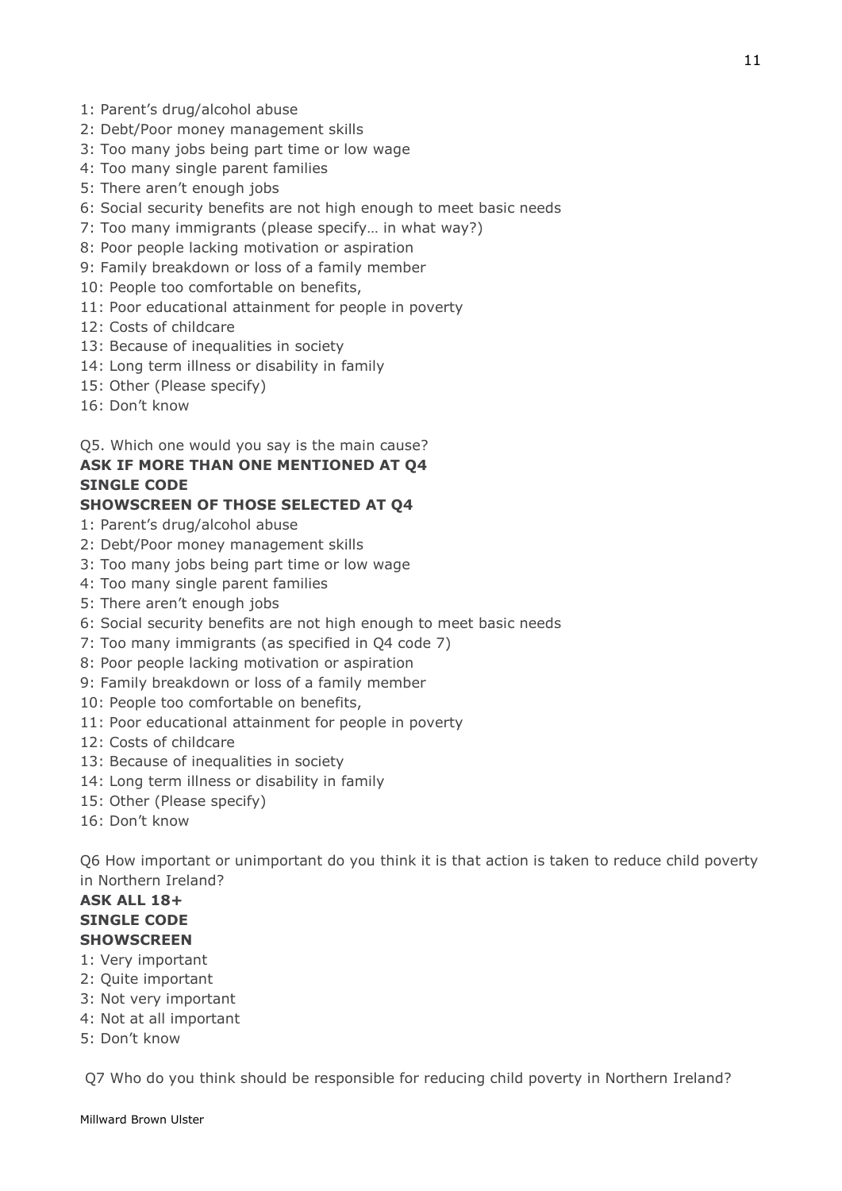1: Parent's drug/alcohol abuse
2: Debt/Poor money management skills
3: Too many jobs being part time or low wage
4: Too many single parent families
5: There aren't enough jobs
6: Social security benefits are not high enough to meet basic needs
7: Too many immigrants (please specify… in what way?)
8: Poor people lacking motivation or aspiration
9: Family breakdown or loss of a family member
10: People too comfortable on benefits,
11: Poor educational attainment for people in poverty
12: Costs of childcare
13: Because of inequalities in society
14: Long term illness or disability in family
15: Other (Please specify)
16: Don't know

Q5. Which one would you say is the main cause?
**ASK IF MORE THAN ONE MENTIONED AT Q4**
**SINGLE CODE**
**SHOWSCREEN OF THOSE SELECTED AT Q4**
1: Parent's drug/alcohol abuse
2: Debt/Poor money management skills
3: Too many jobs being part time or low wage
4: Too many single parent families
5: There aren't enough jobs
6: Social security benefits are not high enough to meet basic needs
7: Too many immigrants (as specified in Q4 code 7)
8: Poor people lacking motivation or aspiration
9: Family breakdown or loss of a family member
10: People too comfortable on benefits,
11: Poor educational attainment for people in poverty
12: Costs of childcare
13: Because of inequalities in society
14: Long term illness or disability in family
15: Other (Please specify)
16: Don't know

Q6 How important or unimportant do you think it is that action is taken to reduce child poverty in Northern Ireland?
**ASK ALL 18+**
**SINGLE CODE**
**SHOWSCREEN**
1: Very important
2: Quite important
3: Not very important
4: Not at all important
5: Don't know

Q7 Who do you think should be responsible for reducing child poverty in Northern Ireland?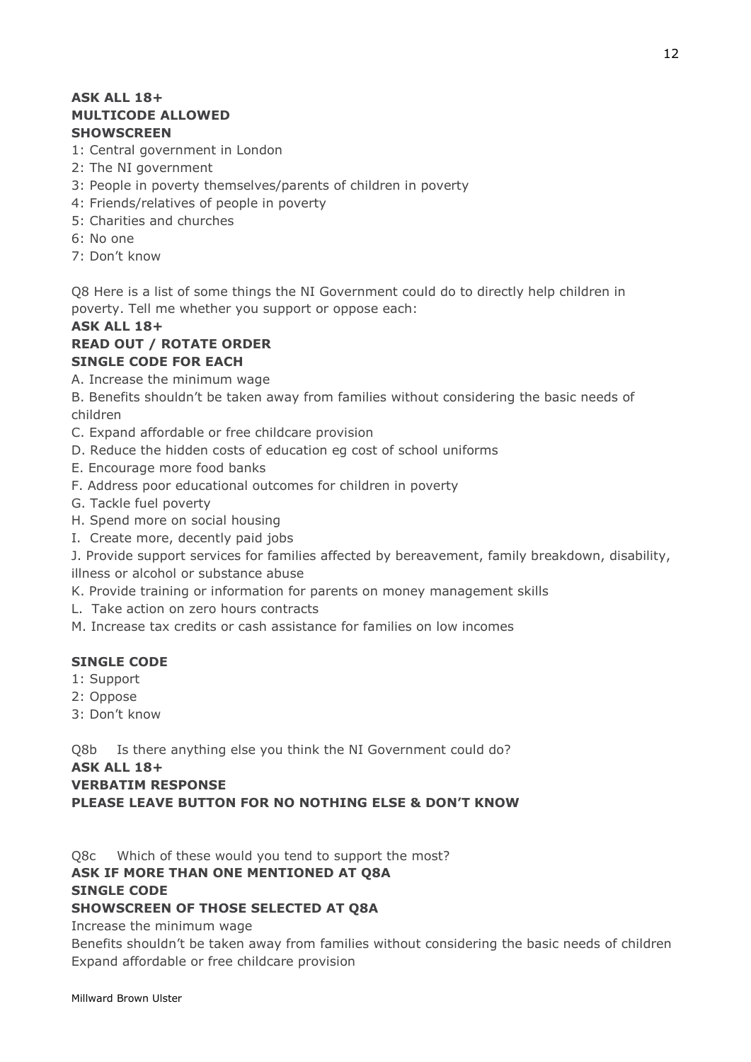**ASK ALL 18+**
**MULTICODE ALLOWED**
**SHOWSCREEN**

1: Central government in London
2: The NI government
3: People in poverty themselves/parents of children in poverty
4: Friends/relatives of people in poverty
5: Charities and churches
6: No one
7: Don't know

Q8 Here is a list of some things the NI Government could do to directly help children in poverty. Tell me whether you support or oppose each:

**ASK ALL 18+**
**READ OUT / ROTATE ORDER**
**SINGLE CODE FOR EACH**

A. Increase the minimum wage
B. Benefits shouldn't be taken away from families without considering the basic needs of children
C. Expand affordable or free childcare provision
D. Reduce the hidden costs of education eg cost of school uniforms
E. Encourage more food banks
F. Address poor educational outcomes for children in poverty
G. Tackle fuel poverty
H. Spend more on social housing
I. Create more, decently paid jobs
J. Provide support services for families affected by bereavement, family breakdown, disability, illness or alcohol or substance abuse
K. Provide training or information for parents on money management skills
L. Take action on zero hours contracts
M. Increase tax credits or cash assistance for families on low incomes

**SINGLE CODE**

1: Support
2: Oppose
3: Don't know

Q8b Is there anything else you think the NI Government could do?

**ASK ALL 18+**
**VERBATIM RESPONSE**
**PLEASE LEAVE BUTTON FOR NO NOTHING ELSE & DON'T KNOW**

Q8c Which of these would you tend to support the most?

**ASK IF MORE THAN ONE MENTIONED AT Q8A**
**SINGLE CODE**
**SHOWSCREEN OF THOSE SELECTED AT Q8A**

Increase the minimum wage
Benefits shouldn't be taken away from families without considering the basic needs of children
Expand affordable or free childcare provision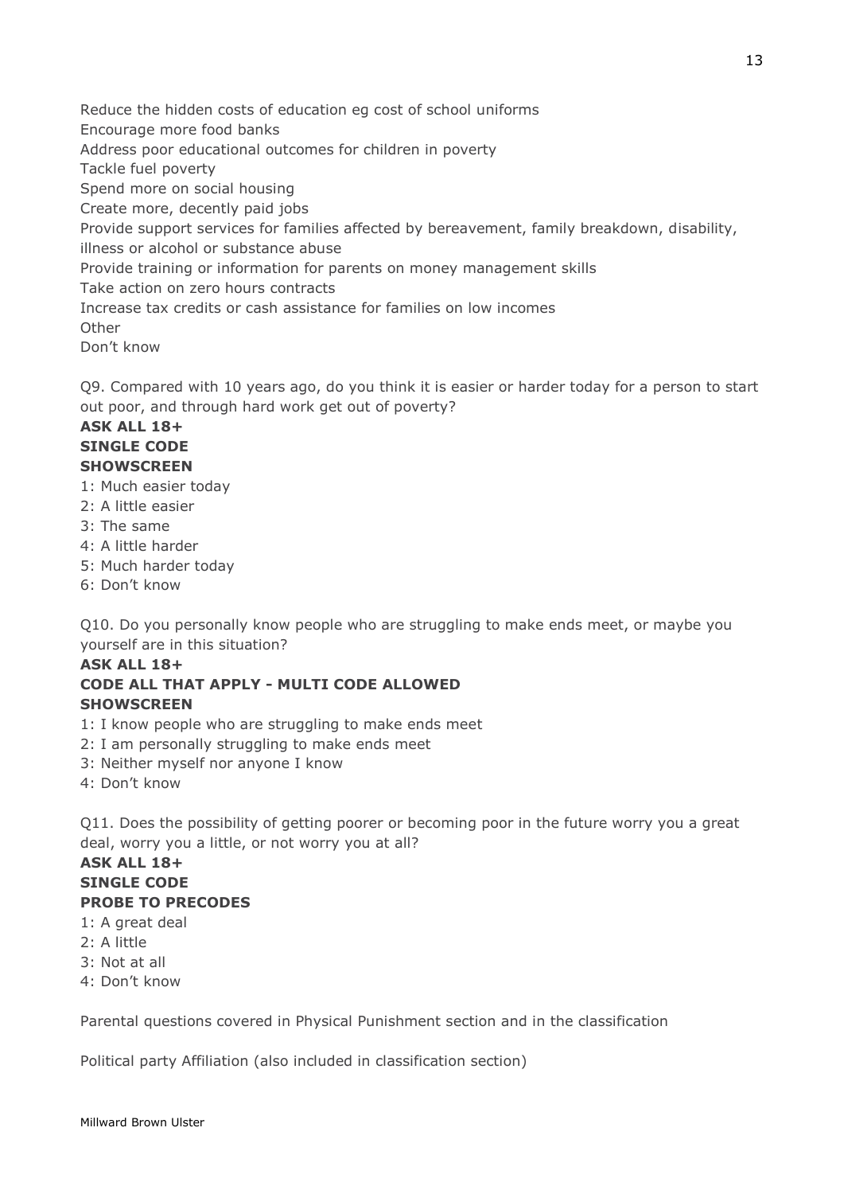Reduce the hidden costs of education eg cost of school uniforms
Encourage more food banks
Address poor educational outcomes for children in poverty
Tackle fuel poverty
Spend more on social housing
Create more, decently paid jobs
Provide support services for families affected by bereavement, family breakdown, disability, illness or alcohol or substance abuse
Provide training or information for parents on money management skills
Take action on zero hours contracts
Increase tax credits or cash assistance for families on low incomes
Other
Don't know

Q9. Compared with 10 years ago, do you think it is easier or harder today for a person to start out poor, and through hard work get out of poverty?
**ASK ALL 18+**
**SINGLE CODE**
**SHOWSCREEN**
1: Much easier today
2: A little easier
3: The same
4: A little harder
5: Much harder today
6: Don't know

Q10. Do you personally know people who are struggling to make ends meet, or maybe you yourself are in this situation?
**ASK ALL 18+**
**CODE ALL THAT APPLY - MULTI CODE ALLOWED**
**SHOWSCREEN**
1: I know people who are struggling to make ends meet
2: I am personally struggling to make ends meet
3: Neither myself nor anyone I know
4: Don't know

Q11. Does the possibility of getting poorer or becoming poor in the future worry you a great deal, worry you a little, or not worry you at all?
**ASK ALL 18+**
**SINGLE CODE**
**PROBE TO PRECODES**
1: A great deal
2: A little
3: Not at all
4: Don't know

Parental questions covered in Physical Punishment section and in the classification

Political party Affiliation (also included in classification section)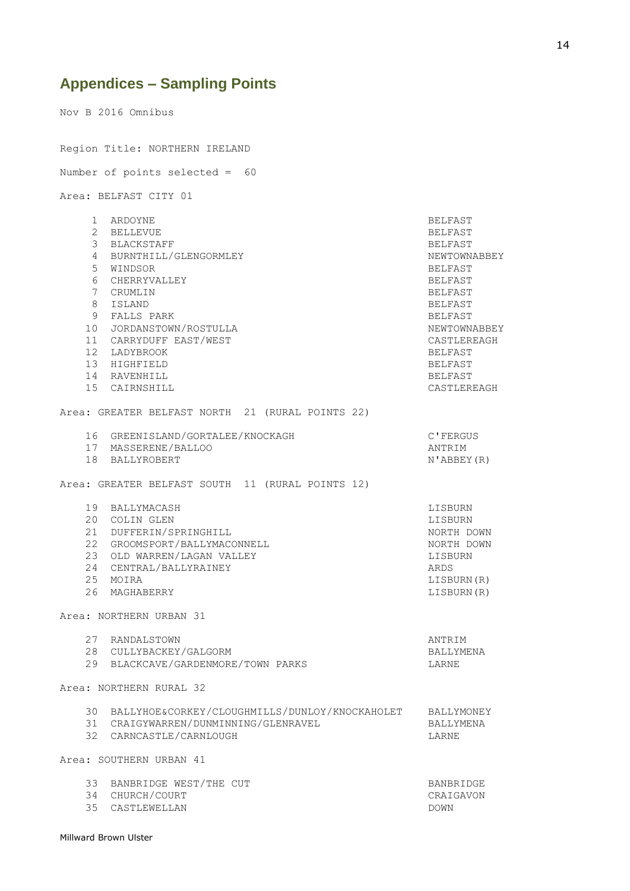## Appendices – Sampling Points

Nov B 2016 Omnibus

Region Title: NORTHERN IRELAND

Number of points selected = 60

Area: BELFAST CITY 01

| | | |
|---|---|---|
| 1 | ARDOYNE | BELFAST |
| 2 | BELLEVUE | BELFAST |
| 3 | BLACKSTAFF | BELFAST |
| 4 | BURNTHILL/GLENGORMLEY | NEWTOWNABBEY |
| 5 | WINDSOR | BELFAST |
| 6 | CHERRYVALLEY | BELFAST |
| 7 | CRUMLIN | BELFAST |
| 8 | ISLAND | BELFAST |
| 9 | FALLS PARK | BELFAST |
| 10 | JORDANSTOWN/ROSTULLA | NEWTOWNABBEY |
| 11 | CARRYDUFF EAST/WEST | CASTLEREAGH |
| 12 | LADYBROOK | BELFAST |
| 13 | HIGHFIELD | BELFAST |
| 14 | RAVENHILL | BELFAST |
| 15 | CAIRNSHILL | CASTLEREAGH |

Area: GREATER BELFAST NORTH 21 (RURAL POINTS 22)

| | | |
|---|---|---|
| 16 | GREENISLAND/GORTALEE/KNOCKAGH | C'FERGUS |
| 17 | MASSERENE/BALLOO | ANTRIM |
| 18 | BALLYROBERT | N'ABBEY(R) |

Area: GREATER BELFAST SOUTH 11 (RURAL POINTS 12)

| | | |
|---|---|---|
| 19 | BALLYMACASH | LISBURN |
| 20 | COLIN GLEN | LISBURN |
| 21 | DUFFERIN/SPRINGHILL | NORTH DOWN |
| 22 | GROOMSPORT/BALLYMACONNELL | NORTH DOWN |
| 23 | OLD WARREN/LAGAN VALLEY | LISBURN |
| 24 | CENTRAL/BALLYRAINEY | ARDS |
| 25 | MOIRA | LISBURN(R) |
| 26 | MAGHABERRY | LISBURN(R) |

Area: NORTHERN URBAN 31

| | | |
|---|---|---|
| 27 | RANDALSTOWN | ANTRIM |
| 28 | CULLYBACKEY/GALGORM | BALLYMENA |
| 29 | BLACKCAVE/GARDENMORE/TOWN PARKS | LARNE |

Area: NORTHERN RURAL 32

| | | |
|---|---|---|
| 30 | BALLYHOE&CORKEY/CLOUGHMILLS/DUNLOY/KNOCKAHOLET | BALLYMONEY |
| 31 | CRAIGYWARREN/DUNMINNING/GLENRAVEL | BALLYMENA |
| 32 | CARNCASTLE/CARNLOUGH | LARNE |

Area: SOUTHERN URBAN 41

| | | |
|---|---|---|
| 33 | BANBRIDGE WEST/THE CUT | BANBRIDGE |
| 34 | CHURCH/COURT | CRAIGAVON |
| 35 | CASTLEWELLAN | DOWN |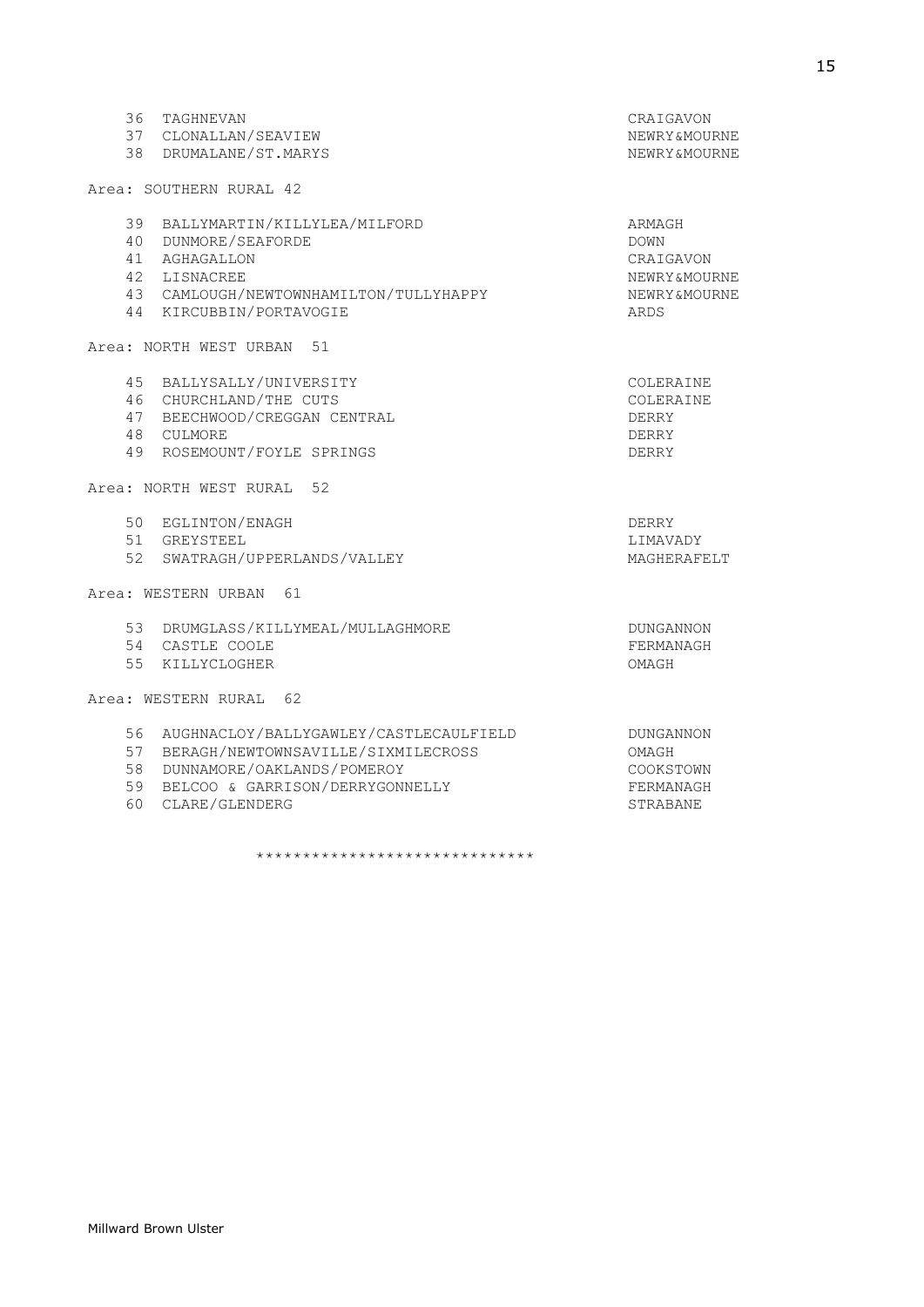| | | |
|---|---|---|
| 36 | TAGHNEVAN | CRAIGAVON |
| 37 | CLONALLAN/SEAVIEW | NEWRY&MOURNE |
| 38 | DRUMALANE/ST.MARYS | NEWRY&MOURNE |

Area: SOUTHERN RURAL 42

| | | |
|---|---|---|
| 39 | BALLYMARTIN/KILLYLEA/MILFORD | ARMAGH |
| 40 | DUNMORE/SEAFORDE | DOWN |
| 41 | AGHAGALLON | CRAIGAVON |
| 42 | LISNACREE | NEWRY&MOURNE |
| 43 | CAMLOUGH/NEWTOWNHAMILTON/TULLYHAPPY | NEWRY&MOURNE |
| 44 | KIRCUBBIN/PORTAVOGIE | ARDS |

Area: NORTH WEST URBAN 51

| | | |
|---|---|---|
| 45 | BALLYSALLY/UNIVERSITY | COLERAINE |
| 46 | CHURCHLAND/THE CUTS | COLERAINE |
| 47 | BEECHWOOD/CREGGAN CENTRAL | DERRY |
| 48 | CULMORE | DERRY |
| 49 | ROSEMOUNT/FOYLE SPRINGS | DERRY |

Area: NORTH WEST RURAL 52

| | | |
|---|---|---|
| 50 | EGLINTON/ENAGH | DERRY |
| 51 | GREYSTEEL | LIMAVADY |
| 52 | SWATRAGH/UPPERLANDS/VALLEY | MAGHERAFELT |

Area: WESTERN URBAN 61

| | | |
|---|---|---|
| 53 | DRUMGLASS/KILLYMEAL/MULLAGHMORE | DUNGANNON |
| 54 | CASTLE COOLE | FERMANAGH |
| 55 | KILLYCLOGHER | OMAGH |

Area: WESTERN RURAL 62

| | | |
|---|---|---|
| 56 | AUGHNACLOY/BALLYGAWLEY/CASTLECAULFIELD | DUNGANNON |
| 57 | BERAGH/NEWTOWNSAVILLE/SIXMILECROSS | OMAGH |
| 58 | DUNNAMORE/OAKLANDS/POMEROY | COOKSTOWN |
| 59 | BELCOO & GARRISON/DERRYGONNELLY | FERMANAGH |
| 60 | CLARE/GLENDERG | STRABANE |

*****************************

Millward Brown Ulster